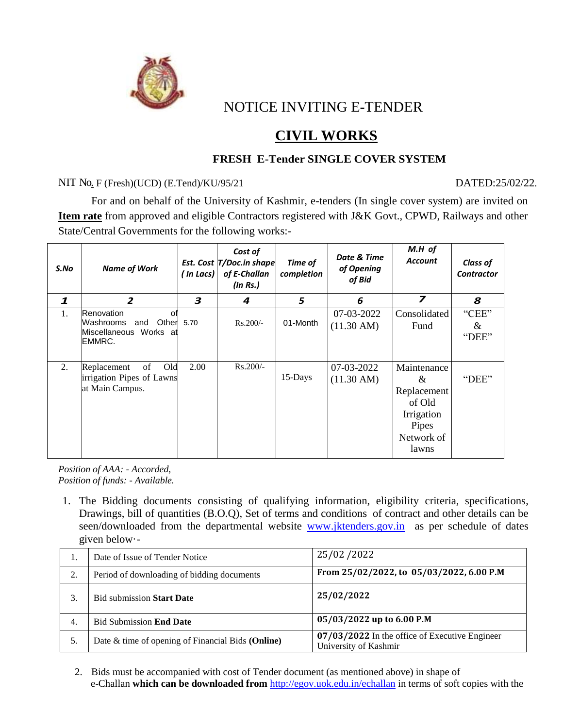# NOTICE INVITING E-TENDER

## CIVIL WORKS

### FRESH E-Tender SINGLE COVER SYSTEM

NIT No. F (Fresh)(UCD) (E.Tend)/KU/95/21 DATED:25/02/22.

For and on behalf of the University of Kashmir, e-tenders (In single cover system) are invited on **Item rate** from approved and eligible Contractors registered with J&K Govt., CPWD, Railways and other State/Central Governments for the following works:-

| *S.No* | *Name of Work* | *Est. Cost ( In Lacs)* | *Cost of T/Doc.in shape of E-Challan (In Rs.)* | *Time of completion* | *Date & Time of Opening of Bid* | *M.H of Account* | *Class of Contractor* |
|---|---|---|---|---|---|---|---|
| *1* | *2* | *3* | *4* | *5* | *6* | *7* | *8* |
| 1. | Renovation of Washrooms and Other Miscellaneous Works at EMMRC. | 5.70 | Rs.200/- | 01-Month | 07-03-2022 (11.30 AM) | Consolidated Fund | "CEE" & "DEE" |
| 2. | Replacement of Old irrigation Pipes of Lawns at Main Campus. | 2.00 | Rs.200/- | 15-Days | 07-03-2022 (11.30 AM) | Maintenance & Replacement of Old Irrigation Pipes Network of lawns | "DEE" |

*Position of AAA: - Accorded,*
*Position of funds: - Available.*

1. The Bidding documents consisting of qualifying information, eligibility criteria, specifications, Drawings, bill of quantities (B.O.Q), Set of terms and conditions of contract and other details can be seen/downloaded from the departmental website www.jktenders.gov.in as per schedule of dates given below·-

| 1. | Date of Issue of Tender Notice | 25/02 /2022 |
|---|---|---|
| 2. | Period of downloading of bidding documents | **From 25/02/2022, to 05/03/2022, 6.00 P.M** |
| 3. | Bid submission **Start Date** | **25/02/2022** |
| 4. | Bid Submission **End Date** | **05/03/2022 up to 6.00 P.M** |
| 5. | Date & time of opening of Financial Bids **(Online)** | **07/03/2022** In the office of Executive Engineer University of Kashmir |

2. Bids must be accompanied with cost of Tender document (as mentioned above) in shape of e-Challan **which can be downloaded from** http://egov.uok.edu.in/echallan in terms of soft copies with the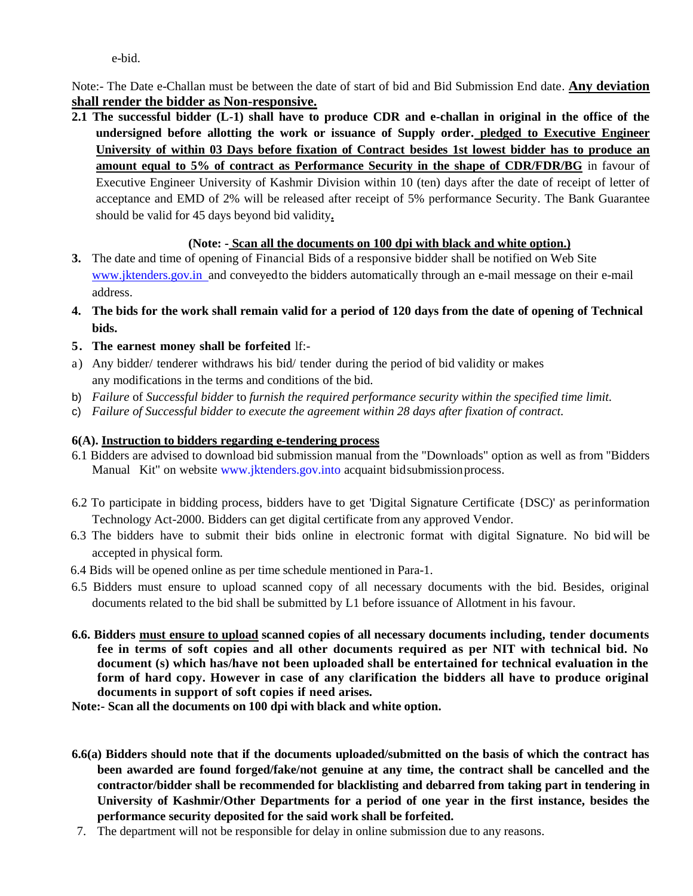e-bid.

Note:- The Date e-Challan must be between the date of start of bid and Bid Submission End date. **<u>Any deviation shall render the bidder as Non-responsive.</u>**

**2.1 The successful bidder (L-1) shall have to produce CDR and e-challan in original in the office of the undersigned before allotting the work or issuance of Supply order. <u>pledged to Executive Engineer University of within 03 Days before fixation of Contract besides 1st lowest bidder has to produce an amount equal to 5% of contract as Performance Security in the shape of CDR/FDR/BG</u>** in favour of Executive Engineer University of Kashmir Division within 10 (ten) days after the date of receipt of letter of acceptance and EMD of 2% will be released after receipt of 5% performance Security. The Bank Guarantee should be valid for 45 days beyond bid validity**.**

**(Note: - <u>Scan all the documents on 100 dpi with black and white option.)</u>**

3. The date and time of opening of Financial Bids of a responsive bidder shall be notified on Web Site www.jktenders.gov.in and conveyed to the bidders automatically through an e-mail message on their e-mail address.

4. **The bids for the work shall remain valid for a period of 120 days from the date of opening of Technical bids.**

5. **The earnest money shall be forfeited** lf:-

a) Any bidder/ tenderer withdraws his bid/ tender during the period of bid validity or makes any modifications in the terms and conditions of the bid.

b) *Failure* of *Successful bidder* to *furnish the required performance security within the specified time limit.*

c) *Failure of Successful bidder to execute the agreement within 28 days after fixation of contract.*

**6(A). <u>Instruction to bidders regarding e-tendering process</u>**

6.1 Bidders are advised to download bid submission manual from the "Downloads" option as well as from "Bidders Manual Kit" on website www.jktenders.gov.into acquaint bid submission process.

6.2 To participate in bidding process, bidders have to get 'Digital Signature Certificate {DSC)' as perinformation Technology Act-2000. Bidders can get digital certificate from any approved Vendor.

6.3 The bidders have to submit their bids online in electronic format with digital Signature. No bid will be accepted in physical form.

6.4 Bids will be opened online as per time schedule mentioned in Para-1.

6.5 Bidders must ensure to upload scanned copy of all necessary documents with the bid. Besides, original documents related to the bid shall be submitted by L1 before issuance of Allotment in his favour.

**6.6. Bidders <u>must ensure to upload</u> scanned copies of all necessary documents including, tender documents fee in terms of soft copies and all other documents required as per NIT with technical bid. No document (s) which has/have not been uploaded shall be entertained for technical evaluation in the form of hard copy. However in case of any clarification the bidders all have to produce original documents in support of soft copies if need arises.**

**Note:- Scan all the documents on 100 dpi with black and white option.**

**6.6(a) Bidders should note that if the documents uploaded/submitted on the basis of which the contract has been awarded are found forged/fake/not genuine at any time, the contract shall be cancelled and the contractor/bidder shall be recommended for blacklisting and debarred from taking part in tendering in University of Kashmir/Other Departments for a period of one year in the first instance, besides the performance security deposited for the said work shall be forfeited.**

7. The department will not be responsible for delay in online submission due to any reasons.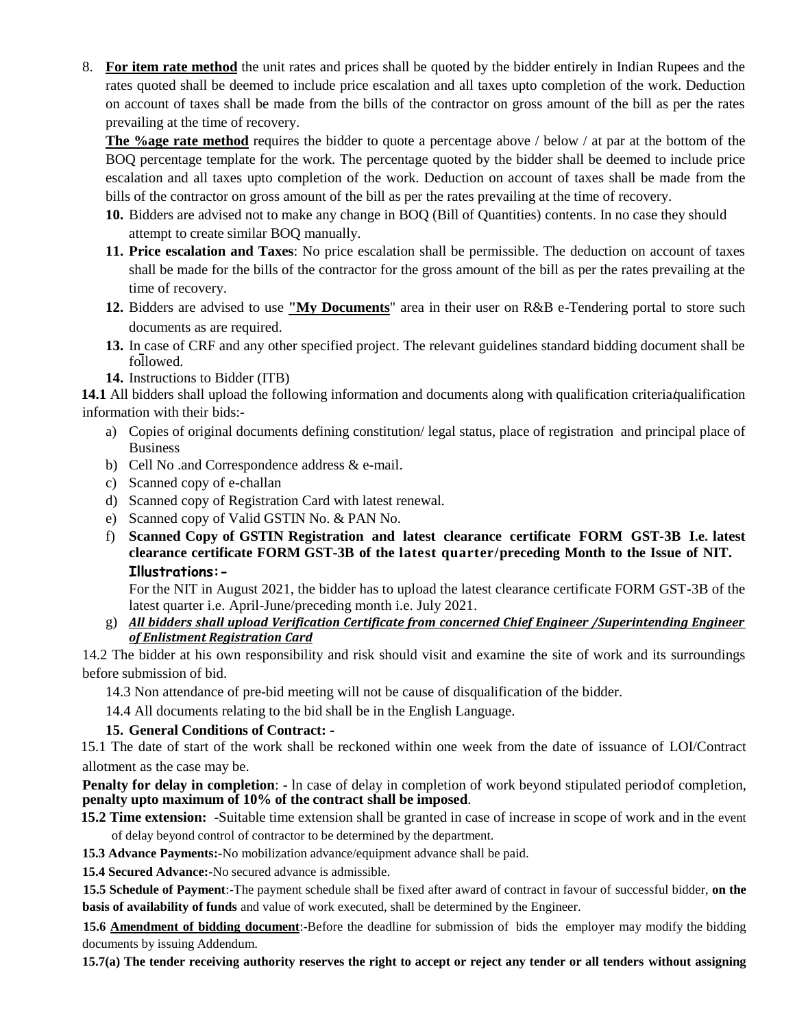8. **For item rate method** the unit rates and prices shall be quoted by the bidder entirely in Indian Rupees and the rates quoted shall be deemed to include price escalation and all taxes upto completion of the work. Deduction on account of taxes shall be made from the bills of the contractor on gross amount of the bill as per the rates prevailing at the time of recovery.

   **The %age rate method** requires the bidder to quote a percentage above / below / at par at the bottom of the BOQ percentage template for the work. The percentage quoted by the bidder shall be deemed to include price escalation and all taxes upto completion of the work. Deduction on account of taxes shall be made from the bills of the contractor on gross amount of the bill as per the rates prevailing at the time of recovery.

**10.** Bidders are advised not to make any change in BOQ (Bill of Quantities) contents. In no case they should attempt to create similar BOQ manually.

**11. Price escalation and Taxes**: No price escalation shall be permissible. The deduction on account of taxes shall be made for the bills of the contractor for the gross amount of the bill as per the rates prevailing at the time of recovery.

**12.** Bidders are advised to use **"My Documents**" area in their user on R&B e-Tendering portal to store such documents as are required.

**13.** In case of CRF and any other specified project. The relevant guidelines standard bidding document shall be followed.

**14.** Instructions to Bidder (ITB)

**14.1** All bidders shall upload the following information and documents along with qualification criteria/qualification information with their bids:-

a) Copies of original documents defining constitution/ legal status, place of registration and principal place of Business
b) Cell No .and Correspondence address & e-mail.
c) Scanned copy of e-challan
d) Scanned copy of Registration Card with latest renewal.
e) Scanned copy of Valid GSTIN No. & PAN No.
f) **Scanned Copy of GSTIN Registration and latest clearance certificate FORM GST-3B I.e. latest clearance certificate FORM GST-3B of the latest quarter/preceding Month to the Issue of NIT.**

   **Illustrations:-**

   For the NIT in August 2021, the bidder has to upload the latest clearance certificate FORM GST-3B of the latest quarter i.e. April-June/preceding month i.e. July 2021.
g) ***All bidders shall upload Verification Certificate from concerned Chief Engineer /Superintending Engineer of Enlistment Registration Card***

14.2 The bidder at his own responsibility and risk should visit and examine the site of work and its surroundings before submission of bid.

14.3 Non attendance of pre-bid meeting will not be cause of disqualification of the bidder.

14.4 All documents relating to the bid shall be in the English Language.

**15. General Conditions of Contract: -**

15.1 The date of start of the work shall be reckoned within one week from the date of issuance of LOI/Contract allotment as the case may be.

**Penalty for delay in completion**: - ln case of delay in completion of work beyond stipulated period of completion, **penalty upto maximum of 10% of the contract shall be imposed**.

**15.2 Time extension:** -Suitable time extension shall be granted in case of increase in scope of work and in the event of delay beyond control of contractor to be determined by the department.

**15.3 Advance Payments:**-No mobilization advance/equipment advance shall be paid.

**15.4 Secured Advance:**-No secured advance is admissible.

**15.5 Schedule of Payment**:-The payment schedule shall be fixed after award of contract in favour of successful bidder, **on the basis of availability of funds** and value of work executed, shall be determined by the Engineer.

**15.6 Amendment of bidding document**:-Before the deadline for submission of bids the employer may modify the bidding documents by issuing Addendum.

**15.7(a) The tender receiving authority reserves the right to accept or reject any tender or all tenders without assigning**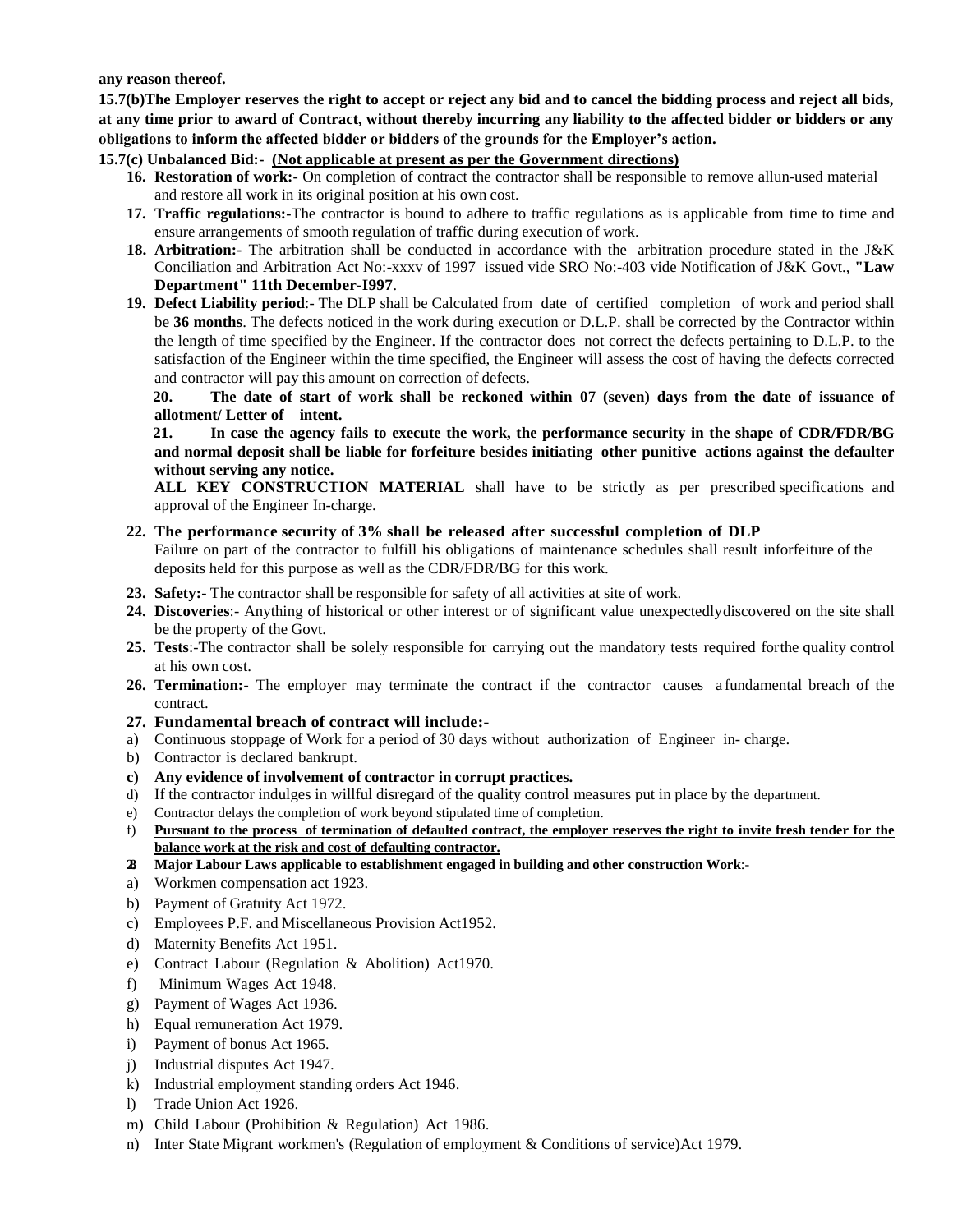**any reason thereof.**

**15.7(b)The Employer reserves the right to accept or reject any bid and to cancel the bidding process and reject all bids, at any time prior to award of Contract, without thereby incurring any liability to the affected bidder or bidders or any obligations to inform the affected bidder or bidders of the grounds for the Employer's action.**

**15.7(c) Unbalanced Bid:- <u>(Not applicable at present as per the Government directions)</u>**

16. **Restoration of work:-** On completion of contract the contractor shall be responsible to remove allun-used material and restore all work in its original position at his own cost.
17. **Traffic regulations:-**The contractor is bound to adhere to traffic regulations as is applicable from time to time and ensure arrangements of smooth regulation of traffic during execution of work.
18. **Arbitration:-** The arbitration shall be conducted in accordance with the arbitration procedure stated in the J&K Conciliation and Arbitration Act No:-xxxv of 1997 issued vide SRO No:-403 vide Notification of J&K Govt., **"Law Department" 11th December-I997**.
19. **Defect Liability period**:- The DLP shall be Calculated from date of certified completion of work and period shall be **36 months**. The defects noticed in the work during execution or D.L.P. shall be corrected by the Contractor within the length of time specified by the Engineer. If the contractor does not correct the defects pertaining to D.L.P. to the satisfaction of the Engineer within the time specified, the Engineer will assess the cost of having the defects corrected and contractor will pay this amount on correction of defects.

**20. The date of start of work shall be reckoned within 07 (seven) days from the date of issuance of allotment/ Letter of intent.**

**21. In case the agency fails to execute the work, the performance security in the shape of CDR/FDR/BG and normal deposit shall be liable for forfeiture besides initiating other punitive actions against the defaulter without serving any notice.**

**ALL KEY CONSTRUCTION MATERIAL** shall have to be strictly as per prescribed specifications and approval of the Engineer In-charge.

22. **The performance security of 3% shall be released after successful completion of DLP**
    Failure on part of the contractor to fulfill his obligations of maintenance schedules shall result inforfeiture of the deposits held for this purpose as well as the CDR/FDR/BG for this work.
23. **Safety:-** The contractor shall be responsible for safety of all activities at site of work.
24. **Discoveries**:- Anything of historical or other interest or of significant value unexpectedlydiscovered on the site shall be the property of the Govt.
25. **Tests**:-The contractor shall be solely responsible for carrying out the mandatory tests required forthe quality control at his own cost.
26. **Termination:-** The employer may terminate the contract if the contractor causes a fundamental breach of the contract.
27. **Fundamental breach of contract will include:-**

a) Continuous stoppage of Work for a period of 30 days without authorization of Engineer in- charge.
b) Contractor is declared bankrupt.
c) **Any evidence of involvement of contractor in corrupt practices.**
d) If the contractor indulges in willful disregard of the quality control measures put in place by the department.
e) Contractor delays the completion of work beyond stipulated time of completion.
f) **<u>Pursuant to the process of termination of defaulted contract, the employer reserves the right to invite fresh tender for the balance work at the risk and cost of defaulting contractor.</u>**

28. **Major Labour Laws applicable to establishment engaged in building and other construction Work**:-

a) Workmen compensation act 1923.
b) Payment of Gratuity Act 1972.
c) Employees P.F. and Miscellaneous Provision Act1952.
d) Maternity Benefits Act 1951.
e) Contract Labour (Regulation & Abolition) Act1970.
f) Minimum Wages Act 1948.
g) Payment of Wages Act 1936.
h) Equal remuneration Act 1979.
i) Payment of bonus Act 1965.
j) Industrial disputes Act 1947.
k) Industrial employment standing orders Act 1946.
l) Trade Union Act 1926.
m) Child Labour (Prohibition & Regulation) Act 1986.
n) Inter State Migrant workmen's (Regulation of employment & Conditions of service)Act 1979.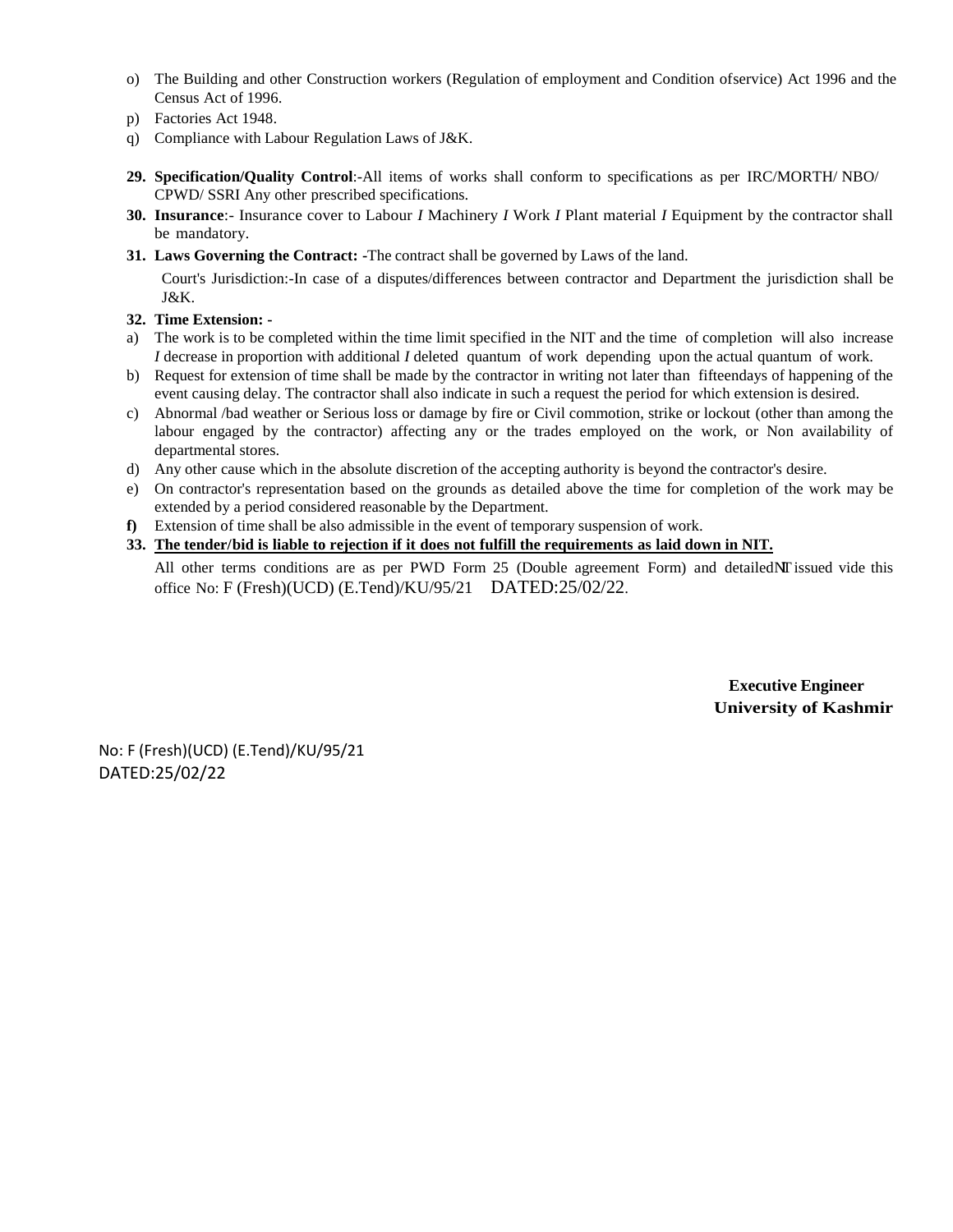o) The Building and other Construction workers (Regulation of employment and Condition ofservice) Act 1996 and the Census Act of 1996.
p) Factories Act 1948.
q) Compliance with Labour Regulation Laws of J&K.

29. **Specification/Quality Control**:-All items of works shall conform to specifications as per IRC/MORTH/ NBO/ CPWD/ SSRI Any other prescribed specifications.
30. **Insurance**:- Insurance cover to Labour *I* Machinery *I* Work *I* Plant material *I* Equipment by the contractor shall be mandatory.
31. **Laws Governing the Contract: -**The contract shall be governed by Laws of the land.

    Court's Jurisdiction:-In case of a disputes/differences between contractor and Department the jurisdiction shall be J&K.

32. **Time Extension: -**

a) The work is to be completed within the time limit specified in the NIT and the time of completion will also increase *I* decrease in proportion with additional *I* deleted quantum of work depending upon the actual quantum of work.
b) Request for extension of time shall be made by the contractor in writing not later than fifteendays of happening of the event causing delay. The contractor shall also indicate in such a request the period for which extension is desired.
c) Abnormal /bad weather or Serious loss or damage by fire or Civil commotion, strike or lockout (other than among the labour engaged by the contractor) affecting any or the trades employed on the work, or Non availability of departmental stores.
d) Any other cause which in the absolute discretion of the accepting authority is beyond the contractor's desire.
e) On contractor's representation based on the grounds as detailed above the time for completion of the work may be extended by a period considered reasonable by the Department.
**f)** Extension of time shall be also admissible in the event of temporary suspension of work.

33. **<u>The tender/bid is liable to rejection if it does not fulfill the requirements as laid down in NIT.</u>**

    All other terms conditions are as per PWD Form 25 (Double agreement Form) and detailedNIT issued vide this office No: F (Fresh)(UCD) (E.Tend)/KU/95/21 DATED:25/02/22.

**Executive Engineer**
**University of Kashmir**

No: F (Fresh)(UCD) (E.Tend)/KU/95/21
DATED:25/02/22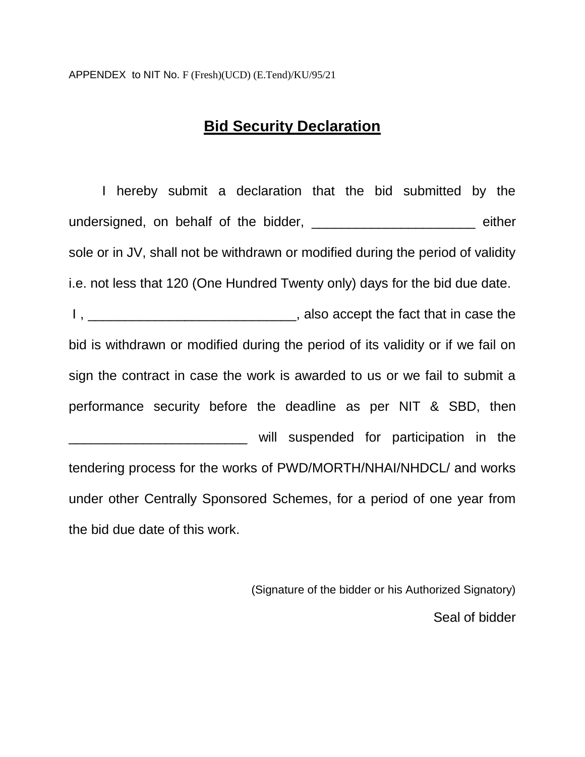APPENDEX to NIT No. F (Fresh)(UCD) (E.Tend)/KU/95/21

## Bid Security Declaration

I hereby submit a declaration that the bid submitted by the undersigned, on behalf of the bidder, ______________________ either sole or in JV, shall not be withdrawn or modified during the period of validity i.e. not less that 120 (One Hundred Twenty only) days for the bid due date.

I , ____________________________, also accept the fact that in case the bid is withdrawn or modified during the period of its validity or if we fail on sign the contract in case the work is awarded to us or we fail to submit a performance security before the deadline as per NIT & SBD, then ________________________ will suspended for participation in the tendering process for the works of PWD/MORTH/NHAI/NHDCL/ and works under other Centrally Sponsored Schemes, for a period of one year from the bid due date of this work.

(Signature of the bidder or his Authorized Signatory)

Seal of bidder